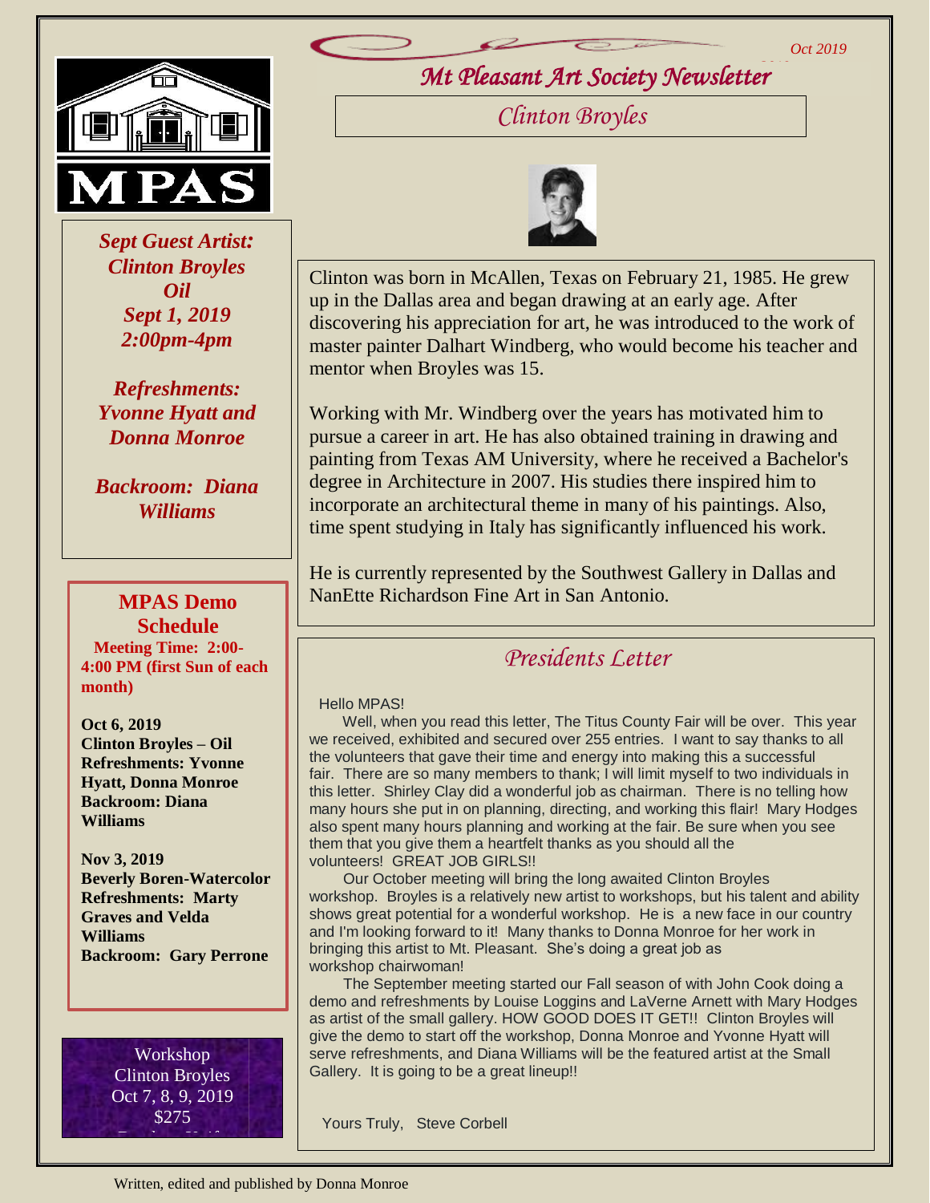Oct 2019

# Mt Pleasant Art Society Newsletter

MPAS

***Sept Guest Artist: Clinton Broyles***
***Oil***
***Sept 1, 2019***
***2:00pm-4pm***

***Refreshments: Yvonne Hyatt and Donna Monroe***

***Backroom: Diana Williams***

## MPAS Demo Schedule

**Meeting Time: 2:00-4:00 PM (first Sun of each month)**

**Oct 6, 2019**
**Clinton Broyles – Oil**
**Refreshments: Yvonne Hyatt, Donna Monroe**
**Backroom: Diana Williams**

**Nov 3, 2019**
**Beverly Boren-Watercolor**
**Refreshments: Marty Graves and Velda Williams**
**Backroom: Gary Perrone**

Workshop
Clinton Broyles
Oct 7, 8, 9, 2019
$275

## Clinton Broyles

Clinton was born in McAllen, Texas on February 21, 1985. He grew up in the Dallas area and began drawing at an early age. After discovering his appreciation for art, he was introduced to the work of master painter Dalhart Windberg, who would become his teacher and mentor when Broyles was 15.

Working with Mr. Windberg over the years has motivated him to pursue a career in art. He has also obtained training in drawing and painting from Texas AM University, where he received a Bachelor's degree in Architecture in 2007. His studies there inspired him to incorporate an architectural theme in many of his paintings. Also, time spent studying in Italy has significantly influenced his work.

He is currently represented by the Southwest Gallery in Dallas and NanEtte Richardson Fine Art in San Antonio.

## Presidents Letter

Hello MPAS!

Well, when you read this letter, The Titus County Fair will be over. This year we received, exhibited and secured over 255 entries. I want to say thanks to all the volunteers that gave their time and energy into making this a successful fair. There are so many members to thank; I will limit myself to two individuals in this letter. Shirley Clay did a wonderful job as chairman. There is no telling how many hours she put in on planning, directing, and working this flair! Mary Hodges also spent many hours planning and working at the fair. Be sure when you see them that you give them a heartfelt thanks as you should all the volunteers! GREAT JOB GIRLS!!

Our October meeting will bring the long awaited Clinton Broyles workshop. Broyles is a relatively new artist to workshops, but his talent and ability shows great potential for a wonderful workshop. He is a new face in our country and I'm looking forward to it! Many thanks to Donna Monroe for her work in bringing this artist to Mt. Pleasant. She's doing a great job as workshop chairwoman!

The September meeting started our Fall season of with John Cook doing a demo and refreshments by Louise Loggins and LaVerne Arnett with Mary Hodges as artist of the small gallery. HOW GOOD DOES IT GET!! Clinton Broyles will give the demo to start off the workshop, Donna Monroe and Yvonne Hyatt will serve refreshments, and Diana Williams will be the featured artist at the Small Gallery. It is going to be a great lineup!!

Yours Truly, Steve Corbell

Written, edited and published by Donna Monroe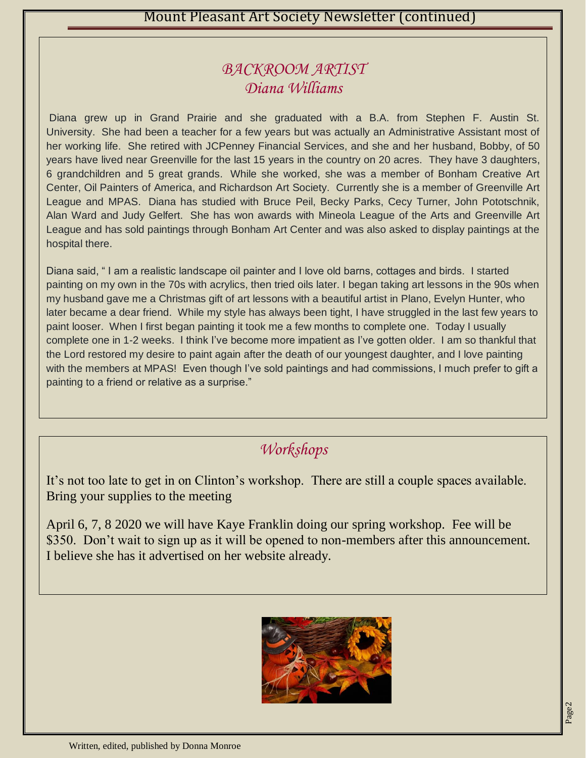## BACKROOM ARTIST
### Diana Williams

Diana grew up in Grand Prairie and she graduated with a B.A. from Stephen F. Austin St. University. She had been a teacher for a few years but was actually an Administrative Assistant most of her working life. She retired with JCPenney Financial Services, and she and her husband, Bobby, of 50 years have lived near Greenville for the last 15 years in the country on 20 acres. They have 3 daughters, 6 grandchildren and 5 great grands. While she worked, she was a member of Bonham Creative Art Center, Oil Painters of America, and Richardson Art Society. Currently she is a member of Greenville Art League and MPAS. Diana has studied with Bruce Peil, Becky Parks, Cecy Turner, John Pototschnik, Alan Ward and Judy Gelfert. She has won awards with Mineola League of the Arts and Greenville Art League and has sold paintings through Bonham Art Center and was also asked to display paintings at the hospital there.

Diana said, " I am a realistic landscape oil painter and I love old barns, cottages and birds. I started painting on my own in the 70s with acrylics, then tried oils later. I began taking art lessons in the 90s when my husband gave me a Christmas gift of art lessons with a beautiful artist in Plano, Evelyn Hunter, who later became a dear friend. While my style has always been tight, I have struggled in the last few years to paint looser. When I first began painting it took me a few months to complete one. Today I usually complete one in 1-2 weeks. I think I've become more impatient as I've gotten older. I am so thankful that the Lord restored my desire to paint again after the death of our youngest daughter, and I love painting with the members at MPAS! Even though I've sold paintings and had commissions, I much prefer to gift a painting to a friend or relative as a surprise."

## Workshops

It's not too late to get in on Clinton's workshop. There are still a couple spaces available. Bring your supplies to the meeting

April 6, 7, 8 2020 we will have Kaye Franklin doing our spring workshop. Fee will be $350. Don't wait to sign up as it will be opened to non-members after this announcement. I believe she has it advertised on her website already.

Written, edited, published by Donna Monroe